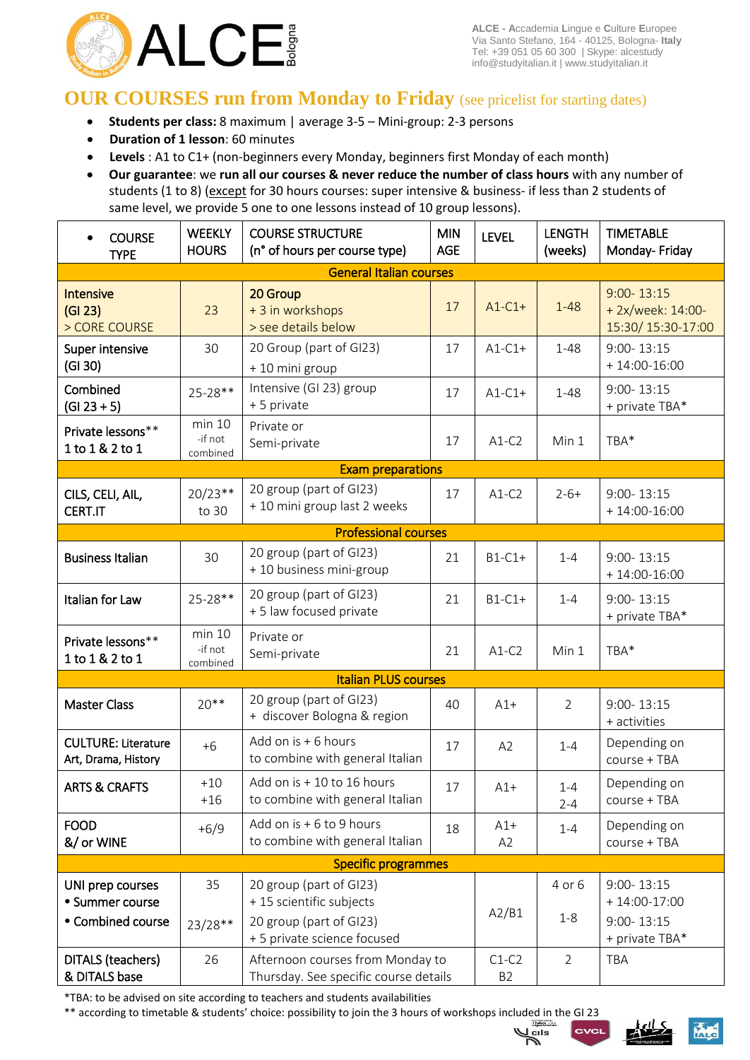ALCE Bologna

ALCE - Accademia Lingue e Culture Europee
Via Santo Stefano, 164 - 40125, Bologna- Italy
Tel: +39 051 05 60 300 | Skype: alcestudy
info@studyitalian.it | www.studyitalian.it

# OUR COURSES run from Monday to Friday (see pricelist for starting dates)

- **Students per class:** 8 maximum | average 3-5 – Mini-group: 2-3 persons
- **Duration of 1 lesson**: 60 minutes
- **Levels** : A1 to C1+ (non-beginners every Monday, beginners first Monday of each month)
- **Our guarantee**: we **run all our courses & never reduce the number of class hours** with any number of students (1 to 8) (except for 30 hours courses: super intensive & business- if less than 2 students of same level, we provide 5 one to one lessons instead of 10 group lessons).

| • COURSE TYPE | WEEKLY HOURS | COURSE STRUCTURE (n° of hours per course type) | MIN AGE | LEVEL | LENGTH (weeks) | TIMETABLE Monday- Friday |
|---|---|---|---|---|---|---|
| **General Italian courses** | | | | | | |
| Intensive (GI 23) > CORE COURSE | 23 | 20 Group + 3 in workshops > see details below | 17 | A1-C1+ | 1-48 | 9:00- 13:15 + 2x/week: 14:00-15:30/ 15:30-17:00 |
| Super intensive (GI 30) | 30 | 20 Group (part of GI23) + 10 mini group | 17 | A1-C1+ | 1-48 | 9:00- 13:15 + 14:00-16:00 |
| Combined (GI 23 + 5) | 25-28** | Intensive (GI 23) group + 5 private | 17 | A1-C1+ | 1-48 | 9:00- 13:15 + private TBA* |
| Private lessons** 1 to 1 & 2 to 1 | min 10 -if not combined | Private or Semi-private | 17 | A1-C2 | Min 1 | TBA* |
| **Exam preparations** | | | | | | |
| CILS, CELI, AIL, CERT.IT | 20/23** to 30 | 20 group (part of GI23) + 10 mini group last 2 weeks | 17 | A1-C2 | 2-6+ | 9:00- 13:15 + 14:00-16:00 |
| **Professional courses** | | | | | | |
| Business Italian | 30 | 20 group (part of GI23) + 10 business mini-group | 21 | B1-C1+ | 1-4 | 9:00- 13:15 + 14:00-16:00 |
| Italian for Law | 25-28** | 20 group (part of GI23) + 5 law focused private | 21 | B1-C1+ | 1-4 | 9:00- 13:15 + private TBA* |
| Private lessons** 1 to 1 & 2 to 1 | min 10 -if not combined | Private or Semi-private | 21 | A1-C2 | Min 1 | TBA* |
| **Italian PLUS courses** | | | | | | |
| Master Class | 20** | 20 group (part of GI23) + discover Bologna & region | 40 | A1+ | 2 | 9:00- 13:15 + activities |
| CULTURE: Literature Art, Drama, History | +6 | Add on is + 6 hours to combine with general Italian | 17 | A2 | 1-4 | Depending on course + TBA |
| ARTS & CRAFTS | +10 +16 | Add on is + 10 to 16 hours to combine with general Italian | 17 | A1+ | 1-4 2-4 | Depending on course + TBA |
| FOOD &/ or WINE | +6/9 | Add on is + 6 to 9 hours to combine with general Italian | 18 | A1+ A2 | 1-4 | Depending on course + TBA |
| **Specific programmes** | | | | | | |
| UNI prep courses • Summer course • Combined course | 35 23/28** | 20 group (part of GI23) + 15 scientific subjects 20 group (part of GI23) + 5 private science focused | | A2/B1 | 4 or 6 1-8 | 9:00- 13:15 + 14:00-17:00 9:00- 13:15 + private TBA* |
| DITALS (teachers) & DITALS base | 26 | Afternoon courses from Monday to Thursday. See specific course details | | C1-C2 B2 | 2 | TBA |

*TBA: to be advised on site according to teachers and students availabilities

** according to timetable & students' choice: possibility to join the 3 hours of workshops included in the GI 23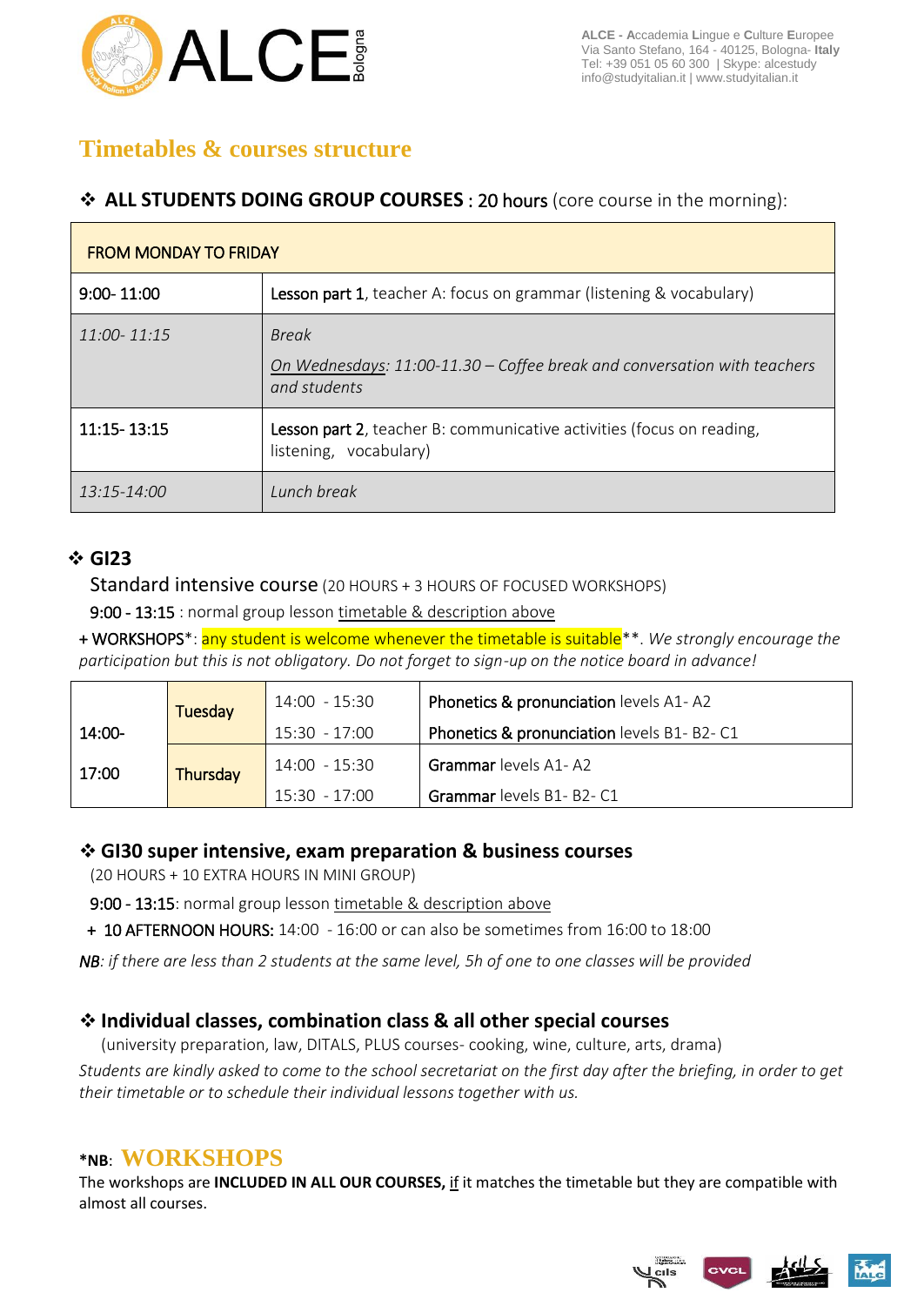## Timetables & courses structure

❖ **ALL STUDENTS DOING GROUP COURSES : 20 hours** (core course in the morning):

| FROM MONDAY TO FRIDAY | |
|---|---|
| 9:00- 11:00 | **Lesson part 1**, teacher A: focus on grammar (listening & vocabulary) |
| *11:00- 11:15* | *Break*<br>*On Wednesdays: 11:00-11.30 – Coffee break and conversation with teachers and students* |
| 11:15- 13:15 | **Lesson part 2**, teacher B: communicative activities (focus on reading, listening, vocabulary) |
| *13:15-14:00* | *Lunch break* |

❖ **GI23**

Standard intensive course (20 HOURS + 3 HOURS OF FOCUSED WORKSHOPS)

9:00 - 13:15 : normal group lesson timetable & description above

+ WORKSHOPS*: any student is welcome whenever the timetable is suitable**. *We strongly encourage the participation but this is not obligatory. Do not forget to sign-up on the notice board in advance!*

| | | | |
|---|---|---|---|
| 14:00-17:00 | Tuesday | 14:00 - 15:30 | **Phonetics & pronunciation** levels A1- A2 |
| | | 15:30 - 17:00 | **Phonetics & pronunciation** levels B1- B2- C1 |
| | Thursday | 14:00 - 15:30 | **Grammar** levels A1- A2 |
| | | 15:30 - 17:00 | **Grammar** levels B1- B2- C1 |

❖ **GI30 super intensive, exam preparation & business courses**

(20 HOURS + 10 EXTRA HOURS IN MINI GROUP)

9:00 - 13:15: normal group lesson timetable & description above

+ 10 AFTERNOON HOURS: 14:00 - 16:00 or can also be sometimes from 16:00 to 18:00

*NB: if there are less than 2 students at the same level, 5h of one to one classes will be provided*

❖ **Individual classes, combination class & all other special courses**

(university preparation, law, DITALS, PLUS courses- cooking, wine, culture, arts, drama)

*Students are kindly asked to come to the school secretariat on the first day after the briefing, in order to get their timetable or to schedule their individual lessons together with us.*

**\*NB**: **WORKSHOPS**

The workshops are **INCLUDED IN ALL OUR COURSES,** if it matches the timetable but they are compatible with almost all courses.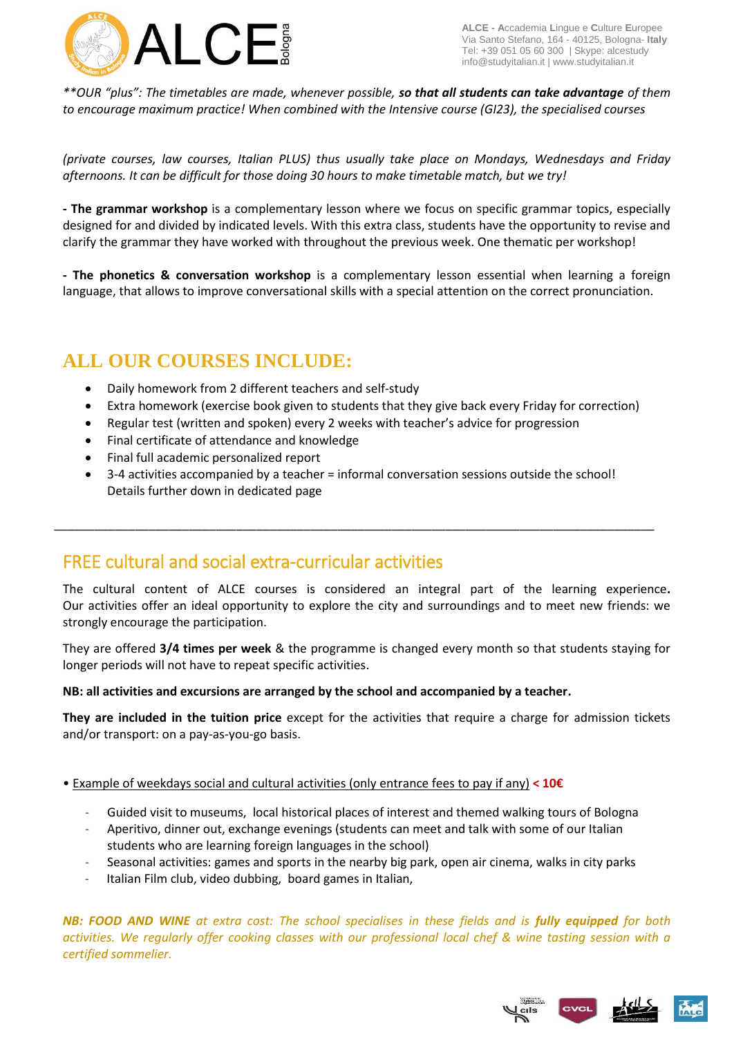*\*\*OUR "plus": The timetables are made, whenever possible, **so that all students can take advantage** of them to encourage maximum practice! When combined with the Intensive course (GI23), the specialised courses*

*(private courses, law courses, Italian PLUS) thus usually take place on Mondays, Wednesdays and Friday afternoons. It can be difficult for those doing 30 hours to make timetable match, but we try!*

**- The grammar workshop** is a complementary lesson where we focus on specific grammar topics, especially designed for and divided by indicated levels. With this extra class, students have the opportunity to revise and clarify the grammar they have worked with throughout the previous week. One thematic per workshop!

**- The phonetics & conversation workshop** is a complementary lesson essential when learning a foreign language, that allows to improve conversational skills with a special attention on the correct pronunciation.

## ALL OUR COURSES INCLUDE:

- Daily homework from 2 different teachers and self-study
- Extra homework (exercise book given to students that they give back every Friday for correction)
- Regular test (written and spoken) every 2 weeks with teacher's advice for progression
- Final certificate of attendance and knowledge
- Final full academic personalized report
- 3-4 activities accompanied by a teacher = informal conversation sessions outside the school! Details further down in dedicated page

---

## FREE cultural and social extra-curricular activities

The cultural content of ALCE courses is considered an integral part of the learning experience**.** Our activities offer an ideal opportunity to explore the city and surroundings and to meet new friends: we strongly encourage the participation.

They are offered **3/4 times per week** & the programme is changed every month so that students staying for longer periods will not have to repeat specific activities.

**NB: all activities and excursions are arranged by the school and accompanied by a teacher.**

**They are included in the tuition price** except for the activities that require a charge for admission tickets and/or transport: on a pay-as-you-go basis.

• Example of weekdays social and cultural activities (only entrance fees to pay if any) **< 10€**

- Guided visit to museums, local historical places of interest and themed walking tours of Bologna
- Aperitivo, dinner out, exchange evenings (students can meet and talk with some of our Italian students who are learning foreign languages in the school)
- Seasonal activities: games and sports in the nearby big park, open air cinema, walks in city parks
- Italian Film club, video dubbing, board games in Italian,

*NB: FOOD AND WINE at extra cost: The school specialises in these fields and is **fully equipped** for both activities. We regularly offer cooking classes with our professional local chef & wine tasting session with a certified sommelier.*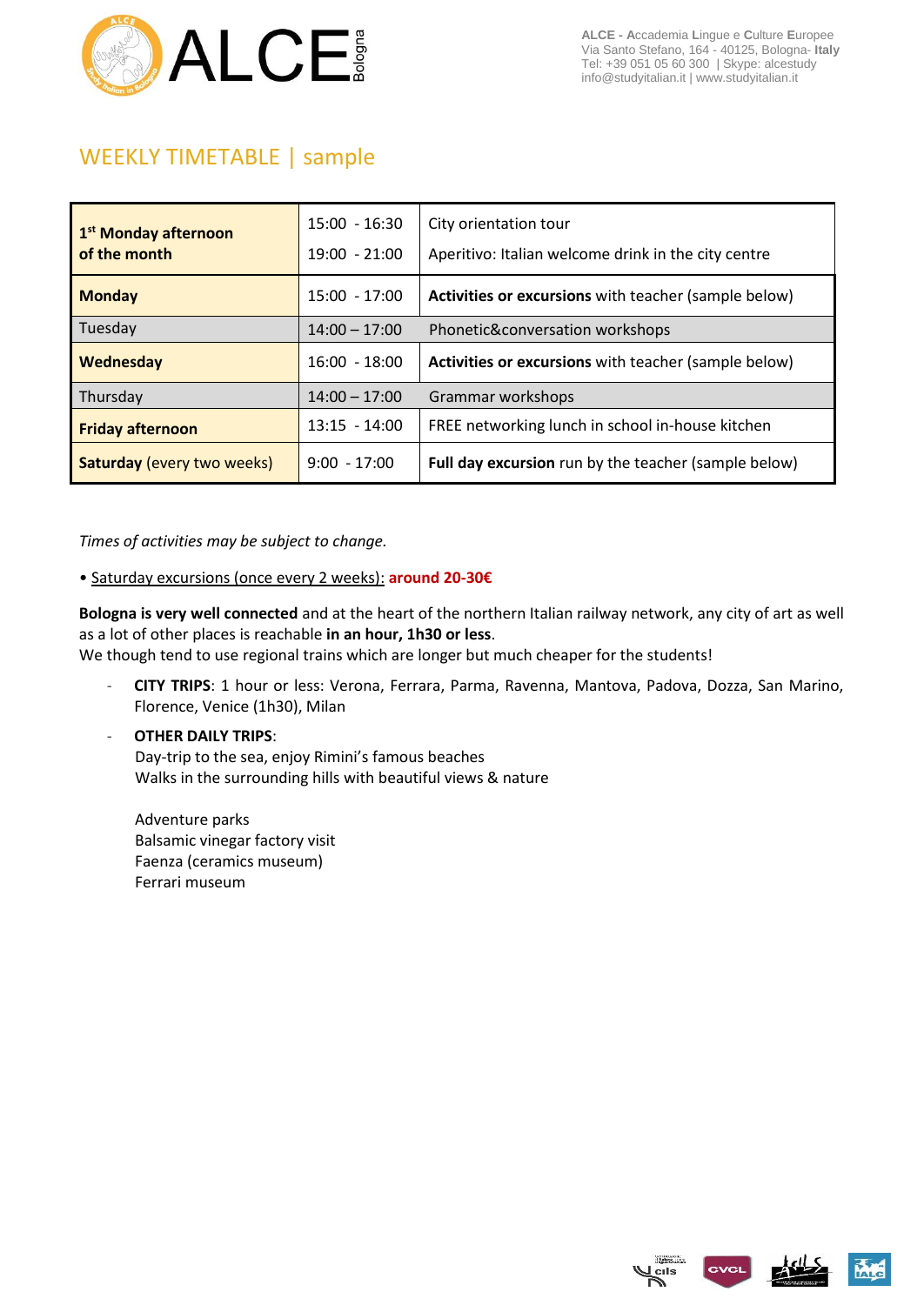ALCE - Accademia Lingue e Culture Europee
Via Santo Stefano, 164 - 40125, Bologna- **Italy**
Tel: +39 051 05 60 300 | Skype: alcestudy
info@studyitalian.it | www.studyitalian.it

## WEEKLY TIMETABLE | sample

| | | |
|---|---|---|
| **1st Monday afternoon of the month** | 15:00 - 16:30<br>19:00 - 21:00 | City orientation tour<br>Aperitivo: Italian welcome drink in the city centre |
| **Monday** | 15:00 - 17:00 | **Activities or excursions** with teacher (sample below) |
| Tuesday | 14:00 – 17:00 | Phonetic&conversation workshops |
| **Wednesday** | 16:00 - 18:00 | **Activities or excursions** with teacher (sample below) |
| Thursday | 14:00 – 17:00 | Grammar workshops |
| **Friday afternoon** | 13:15 - 14:00 | FREE networking lunch in school in-house kitchen |
| **Saturday** (every two weeks) | 9:00 - 17:00 | **Full day excursion** run by the teacher (sample below) |

*Times of activities may be subject to change.*

• Saturday excursions (once every 2 weeks): **around 20-30€**

**Bologna is very well connected** and at the heart of the northern Italian railway network, any city of art as well as a lot of other places is reachable **in an hour, 1h30 or less**.
We though tend to use regional trains which are longer but much cheaper for the students!

- **CITY TRIPS**: 1 hour or less: Verona, Ferrara, Parma, Ravenna, Mantova, Padova, Dozza, San Marino, Florence, Venice (1h30), Milan
- **OTHER DAILY TRIPS**:
  Day-trip to the sea, enjoy Rimini's famous beaches
  Walks in the surrounding hills with beautiful views & nature

  Adventure parks
  Balsamic vinegar factory visit
  Faenza (ceramics museum)
  Ferrari museum